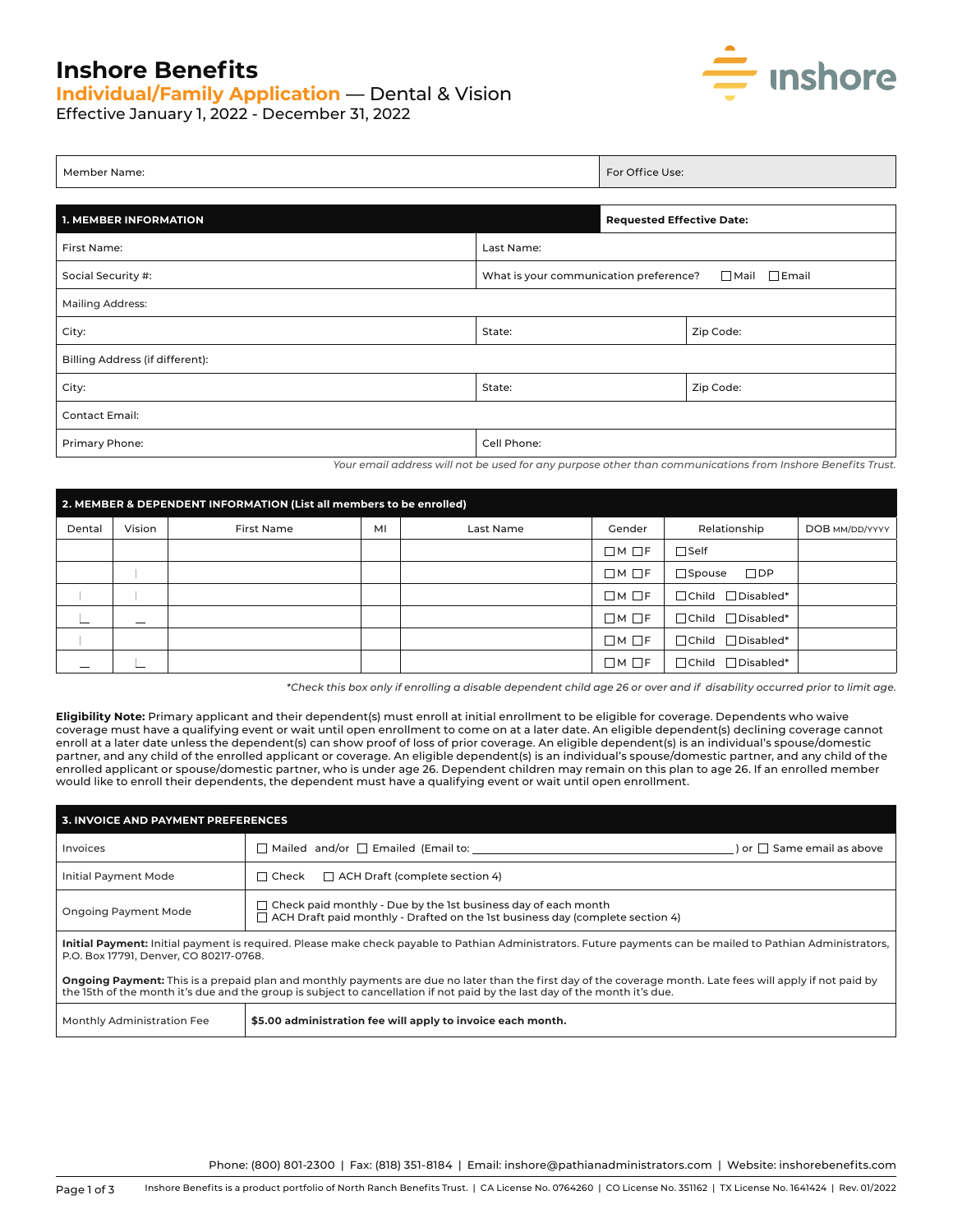# Inshore Benefits

## Individual/Family Application — Dental & Vision

Effective January 1, 2022 - December 31, 2022

| Member Name: | For Office Use: |
|---|---|

| 1. MEMBER INFORMATION | | Requested Effective Date: |
|---|---|---|
| First Name: | Last Name: | |
| Social Security #: | What is your communication preference? ☐ Mail ☐ Email | |
| Mailing Address: | | |
| City: | State: | Zip Code: |
| Billing Address (if different): | | |
| City: | State: | Zip Code: |
| Contact Email: | | |
| Primary Phone: | Cell Phone: | |

*Your email address will not be used for any purpose other than communications from Inshore Benefits Trust.*

**2. MEMBER & DEPENDENT INFORMATION (List all members to be enrolled)**

| Dental | Vision | First Name | MI | Last Name | Gender | Relationship | DOB MM/DD/YYYY |
|---|---|---|---|---|---|---|---|
| | | | | | ☐M ☐F | ☐Self | |
| | | | | | ☐M ☐F | ☐Spouse ☐DP | |
| | | | | | ☐M ☐F | ☐Child ☐Disabled* | |
| | | | | | ☐M ☐F | ☐Child ☐Disabled* | |
| | | | | | ☐M ☐F | ☐Child ☐Disabled* | |
| | | | | | ☐M ☐F | ☐Child ☐Disabled* | |

*\*Check this box only if enrolling a disable dependent child age 26 or over and if disability occurred prior to limit age.*

**Eligibility Note:** Primary applicant and their dependent(s) must enroll at initial enrollment to be eligible for coverage. Dependents who waive coverage must have a qualifying event or wait until open enrollment to come on at a later date. An eligible dependent(s) declining coverage cannot enroll at a later date unless the dependent(s) can show proof of loss of prior coverage. An eligible dependent(s) is an individual's spouse/domestic partner, and any child of the enrolled applicant or coverage. An eligible dependent(s) is an individual's spouse/domestic partner, and any child of the enrolled applicant or spouse/domestic partner, who is under age 26. Dependent children may remain on this plan to age 26. If an enrolled member would like to enroll their dependents, the dependent must have a qualifying event or wait until open enrollment.

**3. INVOICE AND PAYMENT PREFERENCES**

| | |
|---|---|
| Invoices | ☐ Mailed and/or ☐ Emailed (Email to: ______________________________ ) or ☐ Same email as above |
| Initial Payment Mode | ☐ Check ☐ ACH Draft (complete section 4) |
| Ongoing Payment Mode | ☐ Check paid monthly - Due by the 1st business day of each month<br>☐ ACH Draft paid monthly - Drafted on the 1st business day (complete section 4) |

**Initial Payment:** Initial payment is required. Please make check payable to Pathian Administrators. Future payments can be mailed to Pathian Administrators, P.O. Box 17791, Denver, CO 80217-0768.

**Ongoing Payment:** This is a prepaid plan and monthly payments are due no later than the first day of the coverage month. Late fees will apply if not paid by the 15th of the month it's due and the group is subject to cancellation if not paid by the last day of the month it's due.

| | |
|---|---|
| Monthly Administration Fee | **$5.00 administration fee will apply to invoice each month.** |

Phone: (800) 801-2300 | Fax: (818) 351-8184 | Email: inshore@pathianadministrators.com | Website: inshorebenefits.com

Inshore Benefits is a product portfolio of North Ranch Benefits Trust. | CA License No. 0764260 | CO License No. 351162 | TX License No. 1641424 | Rev. 01/2022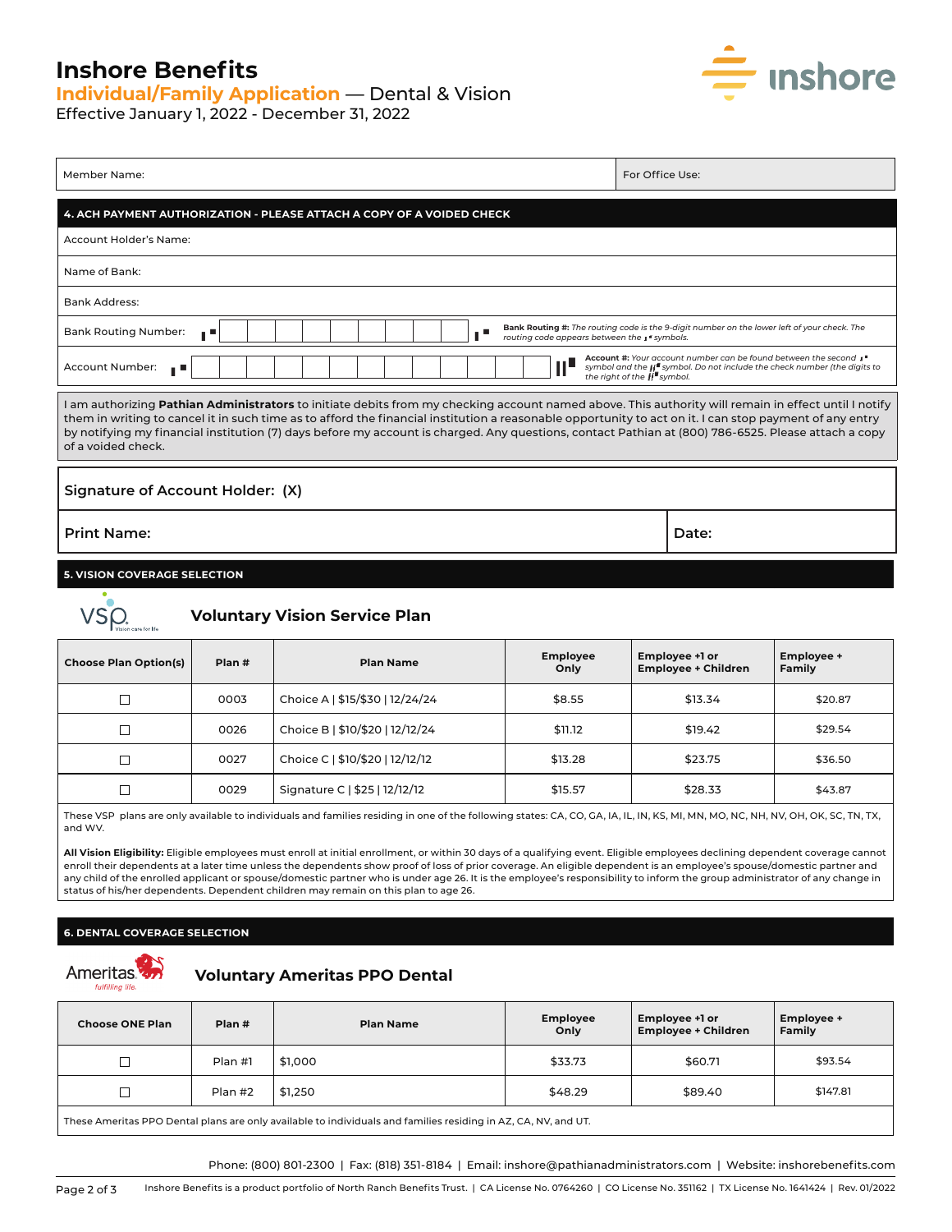# Inshore Benefits

## Individual/Family Application — Dental & Vision

Effective January 1, 2022 - December 31, 2022

| Member Name: | For Office Use: |
|---|---|

## 4. ACH PAYMENT AUTHORIZATION - PLEASE ATTACH A COPY OF A VOIDED CHECK

Account Holder's Name:

Name of Bank:

Bank Address:

Bank Routing Number:

**Bank Routing #:** *The routing code is the 9-digit number on the lower left of your check. The routing code appears between the symbols.*

Account Number:

**Account #:** *Your account number can be found between the second symbol and the symbol. Do not include the check number (the digits to the right of the symbol.*

I am authorizing **Pathian Administrators** to initiate debits from my checking account named above. This authority will remain in effect until I notify them in writing to cancel it in such time as to afford the financial institution a reasonable opportunity to act on it. I can stop payment of any entry by notifying my financial institution (7) days before my account is charged. Any questions, contact Pathian at (800) 786-6525. Please attach a copy of a voided check.

Signature of Account Holder: (X)

| Print Name: | Date: |
|---|---|

## 5. VISION COVERAGE SELECTION

### Voluntary Vision Service Plan

| Choose Plan Option(s) | Plan # | Plan Name | Employee Only | Employee +1 or Employee + Children | Employee + Family |
|---|---|---|---|---|---|
| ☐ | 0003 | Choice A \| $15/$30 \| 12/24/24 | $8.55 | $13.34 | $20.87 |
| ☐ | 0026 | Choice B \| $10/$20 \| 12/12/24 | $11.12 | $19.42 | $29.54 |
| ☐ | 0027 | Choice C \| $10/$20 \| 12/12/12 | $13.28 | $23.75 | $36.50 |
| ☐ | 0029 | Signature C \| $25 \| 12/12/12 | $15.57 | $28.33 | $43.87 |

These VSP plans are only available to individuals and families residing in one of the following states: CA, CO, GA, IA, IL, IN, KS, MI, MN, MO, NC, NH, NV, OH, OK, SC, TN, TX, and WV.

**All Vision Eligibility:** Eligible employees must enroll at initial enrollment, or within 30 days of a qualifying event. Eligible employees declining dependent coverage cannot enroll their dependents at a later time unless the dependents show proof of loss of prior coverage. An eligible dependent is an employee's spouse/domestic partner and any child of the enrolled applicant or spouse/domestic partner who is under age 26. It is the employee's responsibility to inform the group administrator of any change in status of his/her dependents. Dependent children may remain on this plan to age 26.

## 6. DENTAL COVERAGE SELECTION

### Voluntary Ameritas PPO Dental

| Choose ONE Plan | Plan # | Plan Name | Employee Only | Employee +1 or Employee + Children | Employee + Family |
|---|---|---|---|---|---|
| ☐ | Plan #1 | $1,000 | $33.73 | $60.71 | $93.54 |
| ☐ | Plan #2 | $1,250 | $48.29 | $89.40 | $147.81 |

These Ameritas PPO Dental plans are only available to individuals and families residing in AZ, CA, NV, and UT.

Phone: (800) 801-2300 | Fax: (818) 351-8184 | Email: inshore@pathianadministrators.com | Website: inshorebenefits.com

Inshore Benefits is a product portfolio of North Ranch Benefits Trust. | CA License No. 0764260 | CO License No. 351162 | TX License No. 1641424 | Rev. 01/2022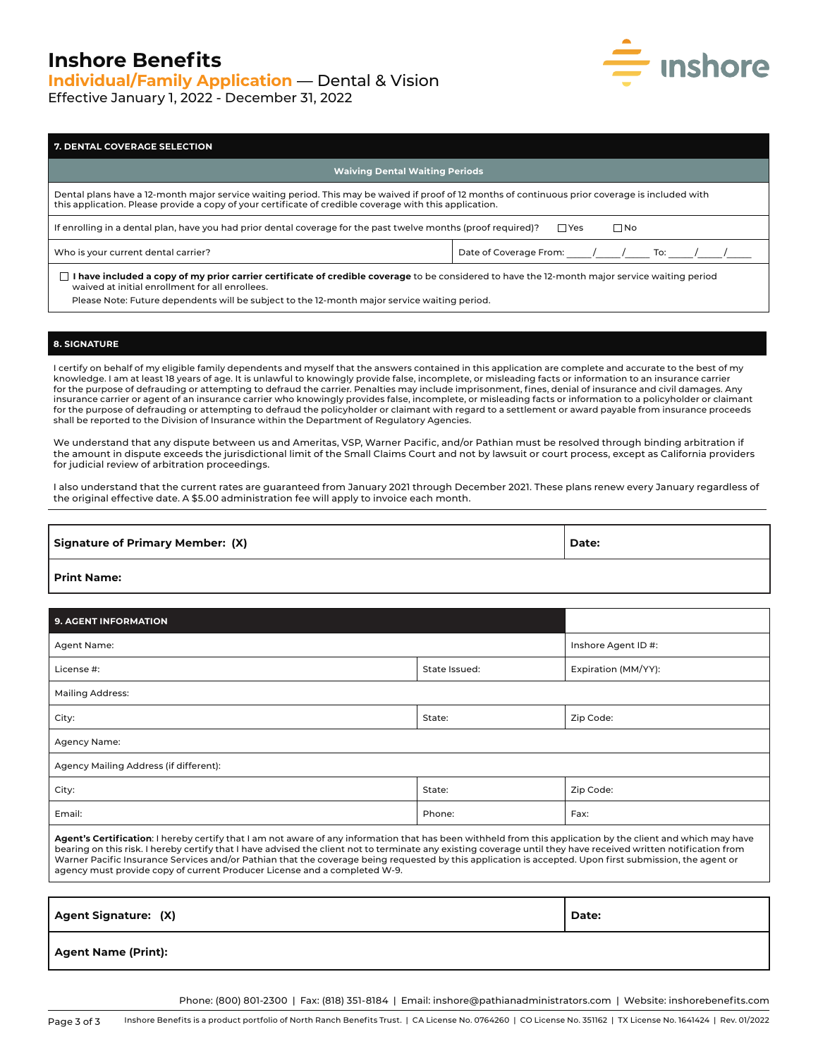# Inshore Benefits

## Individual/Family Application — Dental & Vision

Effective January 1, 2022 - December 31, 2022

### 7. DENTAL COVERAGE SELECTION

**Waiving Dental Waiting Periods**

Dental plans have a 12-month major service waiting period. This may be waived if proof of 12 months of continuous prior coverage is included with this application. Please provide a copy of your certificate of credible coverage with this application.

If enrolling in a dental plan, have you had prior dental coverage for the past twelve months (proof required)? ☐ Yes ☐ No

| | |
|---|---|
| Who is your current dental carrier? | Date of Coverage From: \_\_\_\_/\_\_\_\_/\_\_\_\_ To: \_\_\_\_/\_\_\_\_/\_\_\_\_ |

☐ **I have included a copy of my prior carrier certificate of credible coverage** to be considered to have the 12-month major service waiting period waived at initial enrollment for all enrollees.

Please Note: Future dependents will be subject to the 12-month major service waiting period.

### 8. SIGNATURE

I certify on behalf of my eligible family dependents and myself that the answers contained in this application are complete and accurate to the best of my knowledge. I am at least 18 years of age. It is unlawful to knowingly provide false, incomplete, or misleading facts or information to an insurance carrier for the purpose of defrauding or attempting to defraud the carrier. Penalties may include imprisonment, fines, denial of insurance and civil damages. Any insurance carrier or agent of an insurance carrier who knowingly provides false, incomplete, or misleading facts or information to a policyholder or claimant for the purpose of defrauding or attempting to defraud the policyholder or claimant with regard to a settlement or award payable from insurance proceeds shall be reported to the Division of Insurance within the Department of Regulatory Agencies.

We understand that any dispute between us and Ameritas, VSP, Warner Pacific, and/or Pathian must be resolved through binding arbitration if the amount in dispute exceeds the jurisdictional limit of the Small Claims Court and not by lawsuit or court process, except as California providers for judicial review of arbitration proceedings.

I also understand that the current rates are guaranteed from January 2021 through December 2021. These plans renew every January regardless of the original effective date. A $5.00 administration fee will apply to invoice each month.

| | |
|---|---|
| **Signature of Primary Member: (X)** | **Date:** |
| **Print Name:** | |

### 9. AGENT INFORMATION

| | | |
|---|---|---|
| Agent Name: | | Inshore Agent ID #: |
| License #: | State Issued: | Expiration (MM/YY): |
| Mailing Address: | | |
| City: | State: | Zip Code: |
| Agency Name: | | |
| Agency Mailing Address (if different): | | |
| City: | State: | Zip Code: |
| Email: | Phone: | Fax: |

**Agent's Certification**: I hereby certify that I am not aware of any information that has been withheld from this application by the client and which may have bearing on this risk. I hereby certify that I have advised the client not to terminate any existing coverage until they have received written notification from Warner Pacific Insurance Services and/or Pathian that the coverage being requested by this application is accepted. Upon first submission, the agent or agency must provide copy of current Producer License and a completed W-9.

| | |
|---|---|
| **Agent Signature: (X)** | **Date:** |
| **Agent Name (Print):** | |

Phone: (800) 801-2300 | Fax: (818) 351-8184 | Email: inshore@pathianadministrators.com | Website: inshorebenefits.com

Inshore Benefits is a product portfolio of North Ranch Benefits Trust. | CA License No. 0764260 | CO License No. 351162 | TX License No. 1641424 | Rev. 01/2022